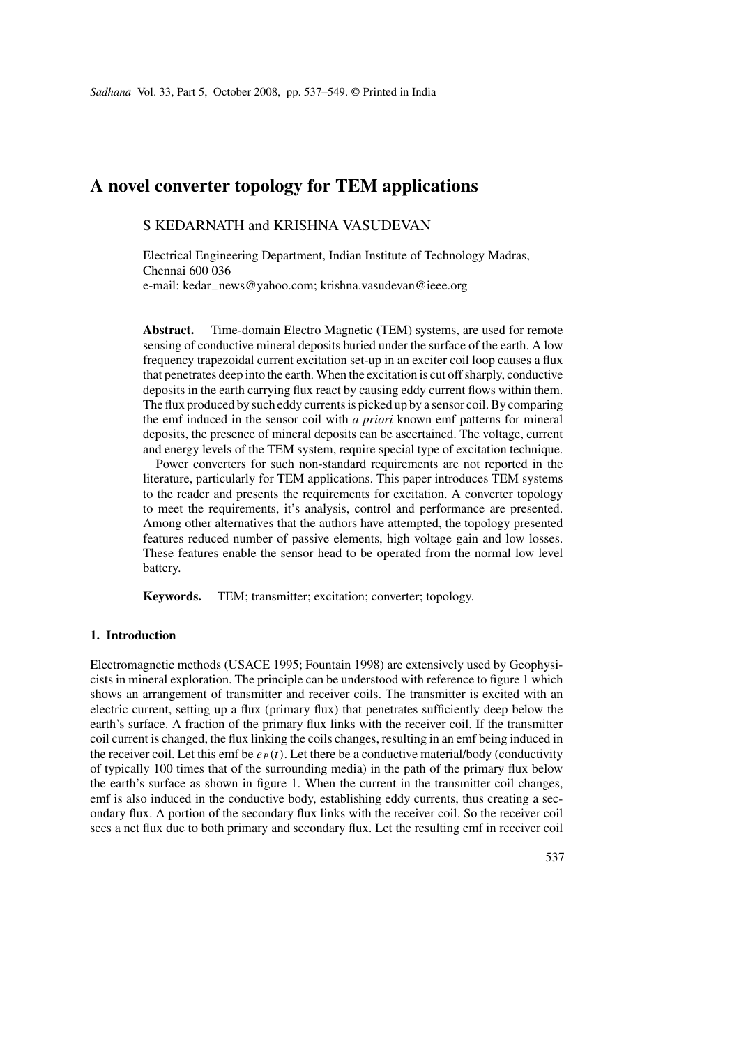# A novel converter topology for TEM applications

S KEDARNATH and KRISHNA VASUDEVAN

Electrical Engineering Department, Indian Institute of Technology Madras, Chennai 600 036
e-mail: kedar_news@yahoo.com; krishna.vasudevan@ieee.org

**Abstract.** Time-domain Electro Magnetic (TEM) systems, are used for remote sensing of conductive mineral deposits buried under the surface of the earth. A low frequency trapezoidal current excitation set-up in an exciter coil loop causes a flux that penetrates deep into the earth. When the excitation is cut off sharply, conductive deposits in the earth carrying flux react by causing eddy current flows within them. The flux produced by such eddy currents is picked up by a sensor coil. By comparing the emf induced in the sensor coil with *a priori* known emf patterns for mineral deposits, the presence of mineral deposits can be ascertained. The voltage, current and energy levels of the TEM system, require special type of excitation technique.

Power converters for such non-standard requirements are not reported in the literature, particularly for TEM applications. This paper introduces TEM systems to the reader and presents the requirements for excitation. A converter topology to meet the requirements, it's analysis, control and performance are presented. Among other alternatives that the authors have attempted, the topology presented features reduced number of passive elements, high voltage gain and low losses. These features enable the sensor head to be operated from the normal low level battery.

**Keywords.** TEM; transmitter; excitation; converter; topology.

## 1. Introduction

Electromagnetic methods (USACE 1995; Fountain 1998) are extensively used by Geophysicists in mineral exploration. The principle can be understood with reference to figure 1 which shows an arrangement of transmitter and receiver coils. The transmitter is excited with an electric current, setting up a flux (primary flux) that penetrates sufficiently deep below the earth's surface. A fraction of the primary flux links with the receiver coil. If the transmitter coil current is changed, the flux linking the coils changes, resulting in an emf being induced in the receiver coil. Let this emf be $e_P(t)$. Let there be a conductive material/body (conductivity of typically 100 times that of the surrounding media) in the path of the primary flux below the earth's surface as shown in figure 1. When the current in the transmitter coil changes, emf is also induced in the conductive body, establishing eddy currents, thus creating a secondary flux. A portion of the secondary flux links with the receiver coil. So the receiver coil sees a net flux due to both primary and secondary flux. Let the resulting emf in receiver coil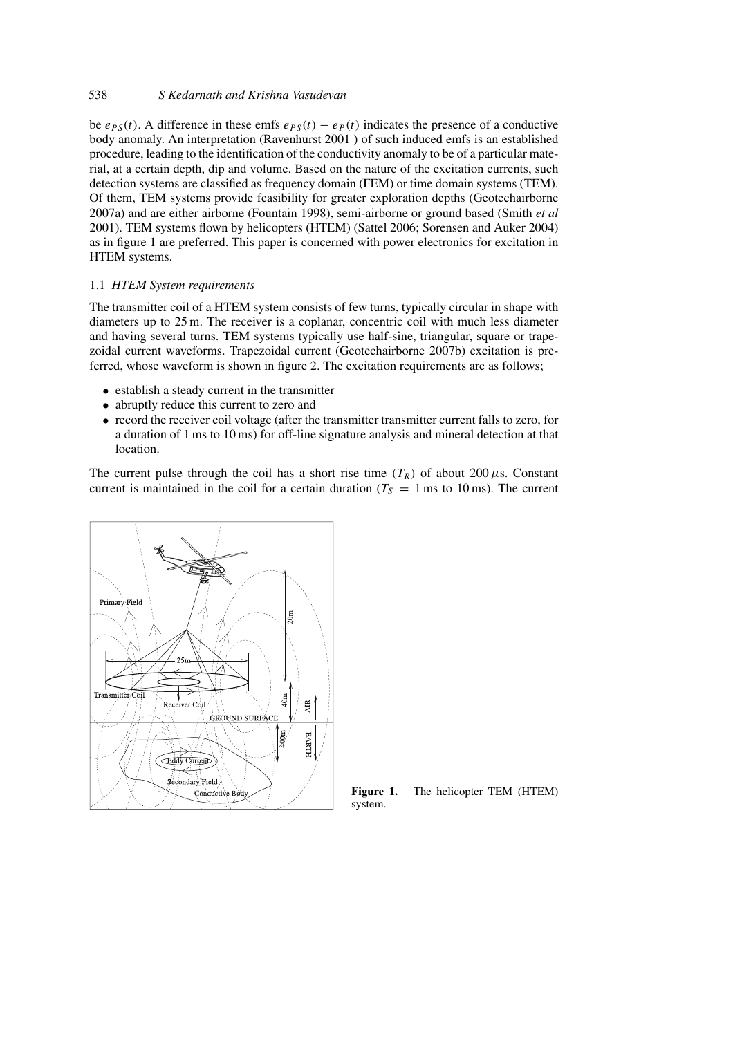be $e_{PS}(t)$. A difference in these emfs $e_{PS}(t) - e_P(t)$ indicates the presence of a conductive body anomaly. An interpretation (Ravenhurst 2001 ) of such induced emfs is an established procedure, leading to the identification of the conductivity anomaly to be of a particular material, at a certain depth, dip and volume. Based on the nature of the excitation currents, such detection systems are classified as frequency domain (FEM) or time domain systems (TEM). Of them, TEM systems provide feasibility for greater exploration depths (Geotechairborne 2007a) and are either airborne (Fountain 1998), semi-airborne or ground based (Smith *et al* 2001). TEM systems flown by helicopters (HTEM) (Sattel 2006; Sorensen and Auker 2004) as in figure 1 are preferred. This paper is concerned with power electronics for excitation in HTEM systems.

### 1.1 *HTEM System requirements*

The transmitter coil of a HTEM system consists of few turns, typically circular in shape with diameters up to 25 m. The receiver is a coplanar, concentric coil with much less diameter and having several turns. TEM systems typically use half-sine, triangular, square or trapezoidal current waveforms. Trapezoidal current (Geotechairborne 2007b) excitation is preferred, whose waveform is shown in figure 2. The excitation requirements are as follows;

- establish a steady current in the transmitter
- abruptly reduce this current to zero and
- record the receiver coil voltage (after the transmitter transmitter current falls to zero, for a duration of 1 ms to 10 ms) for off-line signature analysis and mineral detection at that location.

The current pulse through the coil has a short rise time ($T_R$) of about 200 $\mu$s. Constant current is maintained in the coil for a certain duration ($T_S$ = 1 ms to 10 ms). The current

**Figure 1.** The helicopter TEM (HTEM) system.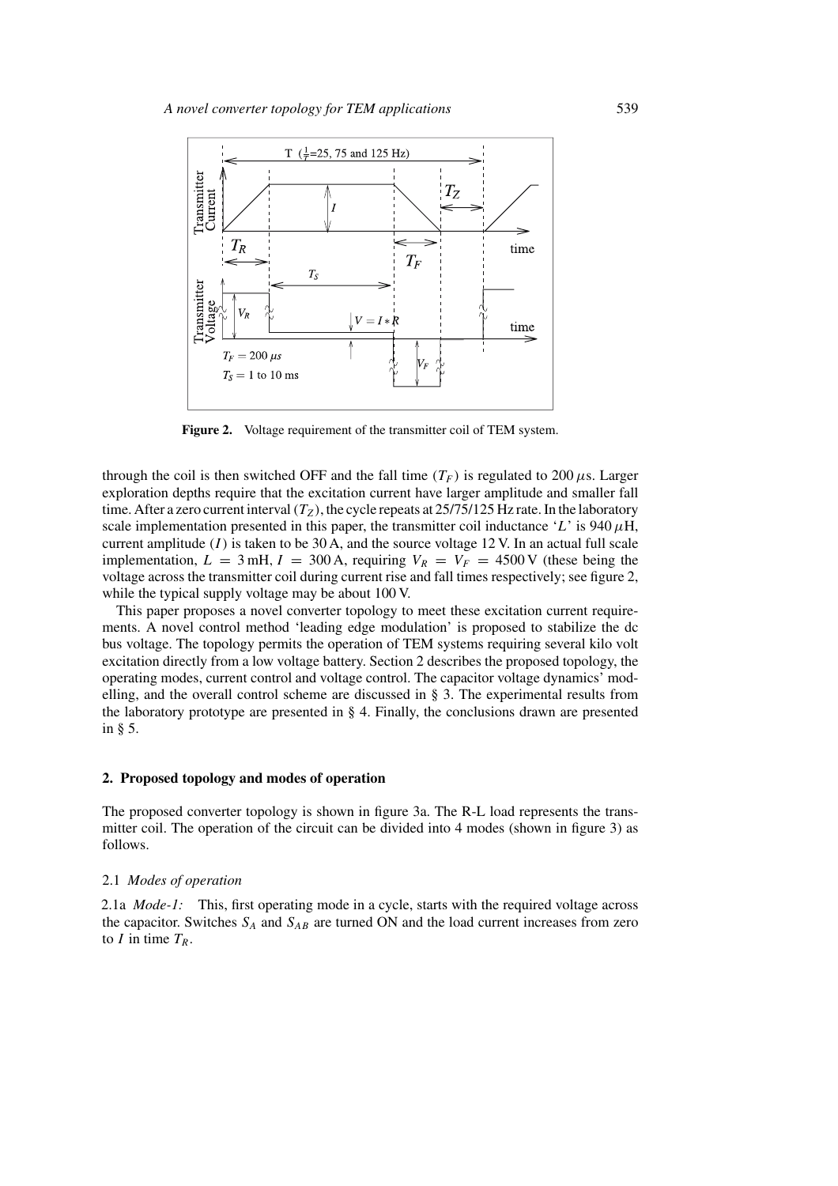**Figure 2.** Voltage requirement of the transmitter coil of TEM system.

through the coil is then switched OFF and the fall time ($T_F$) is regulated to 200 $\mu$s. Larger exploration depths require that the excitation current have larger amplitude and smaller fall time. After a zero current interval ($T_Z$), the cycle repeats at 25/75/125 Hz rate. In the laboratory scale implementation presented in this paper, the transmitter coil inductance '$L$' is 940 $\mu$H, current amplitude ($I$) is taken to be 30 A, and the source voltage 12 V. In an actual full scale implementation, $L = 3$ mH, $I = 300$ A, requiring $V_R = V_F = 4500$ V (these being the voltage across the transmitter coil during current rise and fall times respectively; see figure 2, while the typical supply voltage may be about 100 V.

This paper proposes a novel converter topology to meet these excitation current requirements. A novel control method 'leading edge modulation' is proposed to stabilize the dc bus voltage. The topology permits the operation of TEM systems requiring several kilo volt excitation directly from a low voltage battery. Section 2 describes the proposed topology, the operating modes, current control and voltage control. The capacitor voltage dynamics' modelling, and the overall control scheme are discussed in § 3. The experimental results from the laboratory prototype are presented in § 4. Finally, the conclusions drawn are presented in § 5.

## 2. Proposed topology and modes of operation

The proposed converter topology is shown in figure 3a. The R-L load represents the transmitter coil. The operation of the circuit can be divided into 4 modes (shown in figure 3) as follows.

### 2.1 *Modes of operation*

2.1a *Mode-1:* This, first operating mode in a cycle, starts with the required voltage across the capacitor. Switches $S_A$ and $S_{AB}$ are turned ON and the load current increases from zero to $I$ in time $T_R$.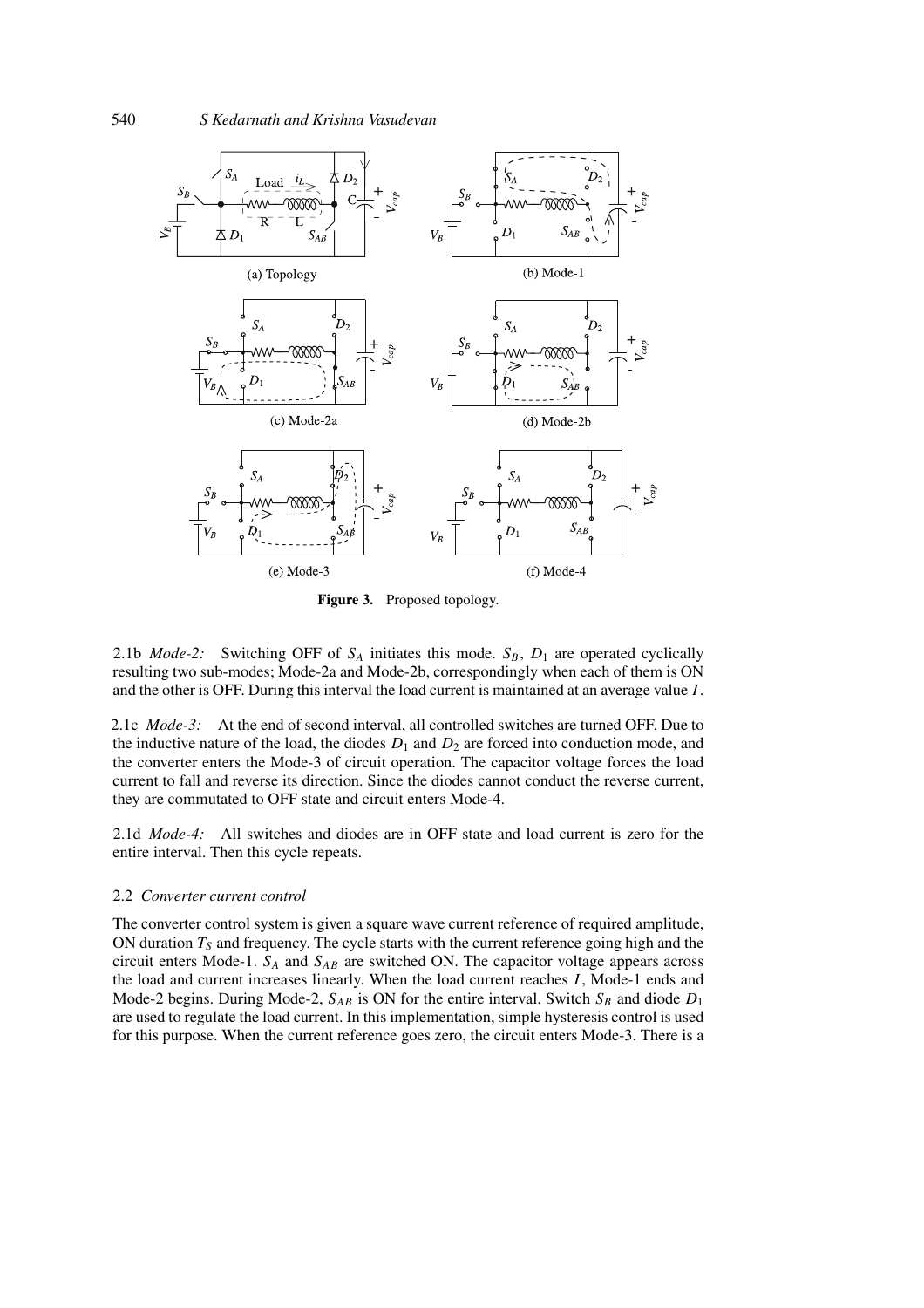Figure 3. Proposed topology.

2.1b *Mode-2:* Switching OFF of $S_A$ initiates this mode. $S_B$, $D_1$ are operated cyclically resulting two sub-modes; Mode-2a and Mode-2b, correspondingly when each of them is ON and the other is OFF. During this interval the load current is maintained at an average value $I$.

2.1c *Mode-3:* At the end of second interval, all controlled switches are turned OFF. Due to the inductive nature of the load, the diodes $D_1$ and $D_2$ are forced into conduction mode, and the converter enters the Mode-3 of circuit operation. The capacitor voltage forces the load current to fall and reverse its direction. Since the diodes cannot conduct the reverse current, they are commutated to OFF state and circuit enters Mode-4.

2.1d *Mode-4:* All switches and diodes are in OFF state and load current is zero for the entire interval. Then this cycle repeats.

### 2.2 *Converter current control*

The converter control system is given a square wave current reference of required amplitude, ON duration $T_S$ and frequency. The cycle starts with the current reference going high and the circuit enters Mode-1. $S_A$ and $S_{AB}$ are switched ON. The capacitor voltage appears across the load and current increases linearly. When the load current reaches $I$, Mode-1 ends and Mode-2 begins. During Mode-2, $S_{AB}$ is ON for the entire interval. Switch $S_B$ and diode $D_1$ are used to regulate the load current. In this implementation, simple hysteresis control is used for this purpose. When the current reference goes zero, the circuit enters Mode-3. There is a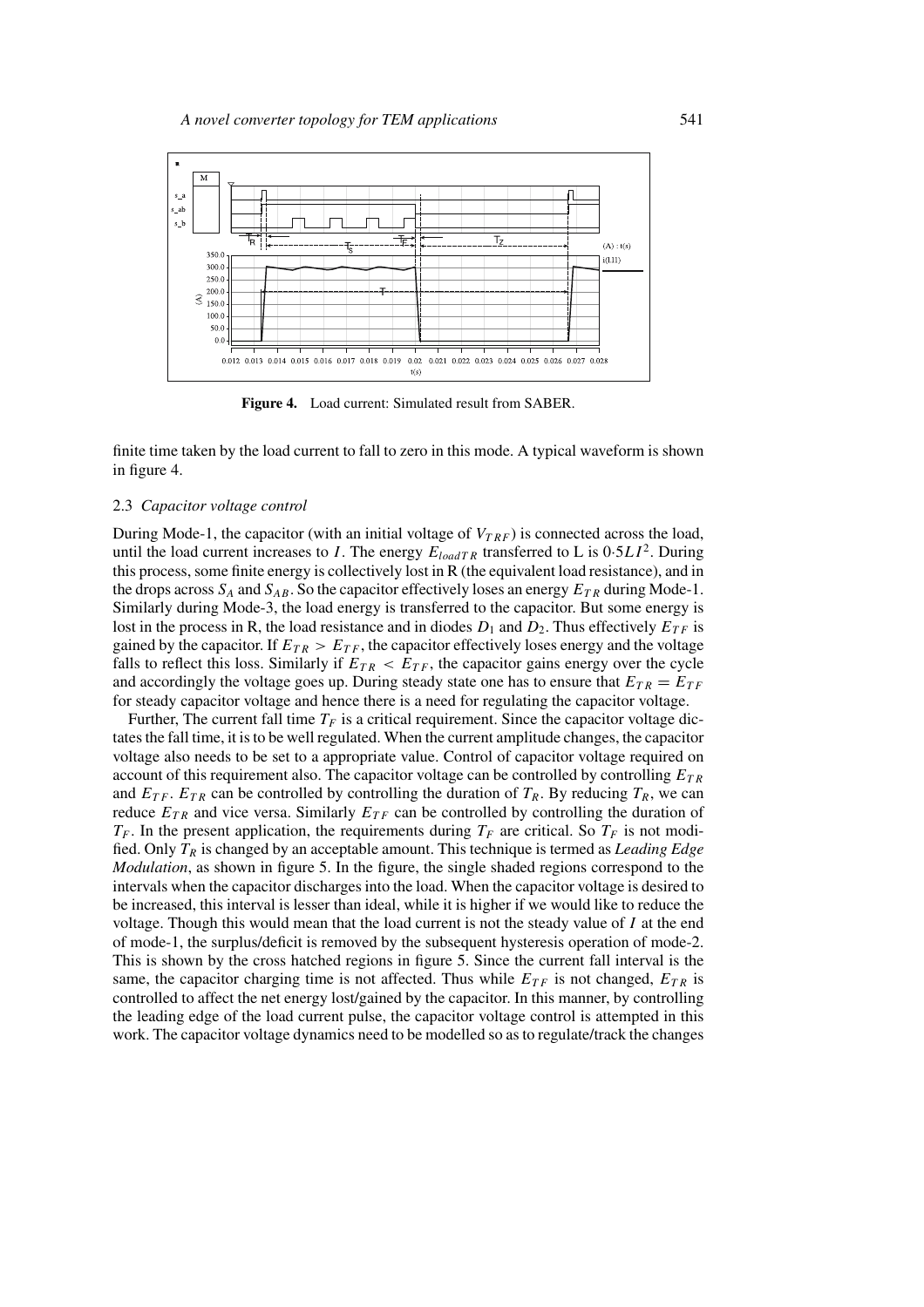**Figure 4.** Load current: Simulated result from SABER.

finite time taken by the load current to fall to zero in this mode. A typical waveform is shown in figure 4.

### 2.3 *Capacitor voltage control*

During Mode-1, the capacitor (with an initial voltage of $V_{TRF}$) is connected across the load, until the load current increases to $I$. The energy $E_{loadTR}$ transferred to L is $0{\cdot}5LI^2$. During this process, some finite energy is collectively lost in R (the equivalent load resistance), and in the drops across $S_A$ and $S_{AB}$. So the capacitor effectively loses an energy $E_{TR}$ during Mode-1. Similarly during Mode-3, the load energy is transferred to the capacitor. But some energy is lost in the process in R, the load resistance and in diodes $D_1$ and $D_2$. Thus effectively $E_{TF}$ is gained by the capacitor. If $E_{TR} > E_{TF}$, the capacitor effectively loses energy and the voltage falls to reflect this loss. Similarly if $E_{TR} < E_{TF}$, the capacitor gains energy over the cycle and accordingly the voltage goes up. During steady state one has to ensure that $E_{TR} = E_{TF}$ for steady capacitor voltage and hence there is a need for regulating the capacitor voltage.

Further, The current fall time $T_F$ is a critical requirement. Since the capacitor voltage dictates the fall time, it is to be well regulated. When the current amplitude changes, the capacitor voltage also needs to be set to a appropriate value. Control of capacitor voltage required on account of this requirement also. The capacitor voltage can be controlled by controlling $E_{TR}$ and $E_{TF}$. $E_{TR}$ can be controlled by controlling the duration of $T_R$. By reducing $T_R$, we can reduce $E_{TR}$ and vice versa. Similarly $E_{TF}$ can be controlled by controlling the duration of $T_F$. In the present application, the requirements during $T_F$ are critical. So $T_F$ is not modified. Only $T_R$ is changed by an acceptable amount. This technique is termed as *Leading Edge Modulation*, as shown in figure 5. In the figure, the single shaded regions correspond to the intervals when the capacitor discharges into the load. When the capacitor voltage is desired to be increased, this interval is lesser than ideal, while it is higher if we would like to reduce the voltage. Though this would mean that the load current is not the steady value of $I$ at the end of mode-1, the surplus/deficit is removed by the subsequent hysteresis operation of mode-2. This is shown by the cross hatched regions in figure 5. Since the current fall interval is the same, the capacitor charging time is not affected. Thus while $E_{TF}$ is not changed, $E_{TR}$ is controlled to affect the net energy lost/gained by the capacitor. In this manner, by controlling the leading edge of the load current pulse, the capacitor voltage control is attempted in this work. The capacitor voltage dynamics need to be modelled so as to regulate/track the changes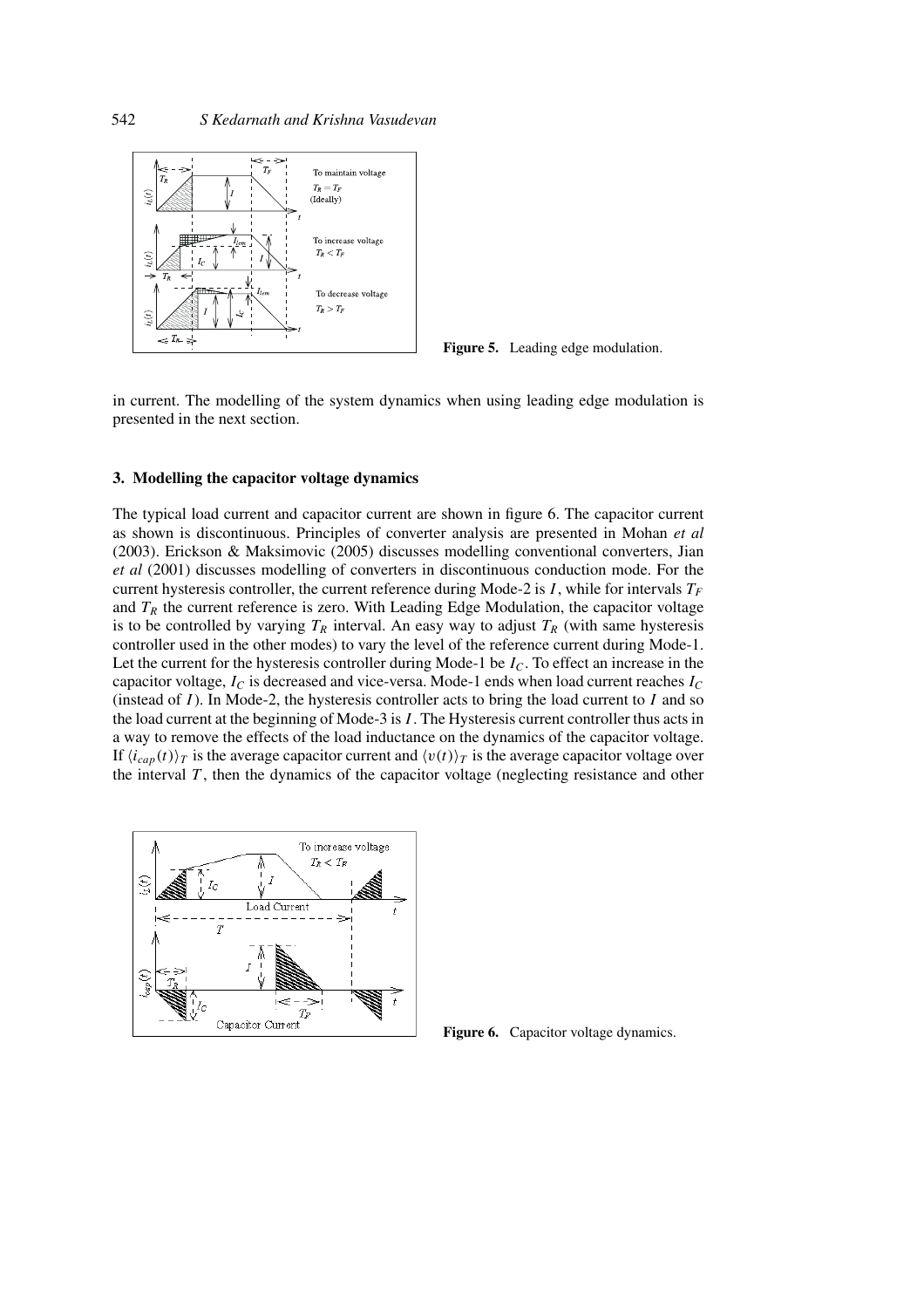Figure 5. Leading edge modulation.

in current. The modelling of the system dynamics when using leading edge modulation is presented in the next section.

## 3. Modelling the capacitor voltage dynamics

The typical load current and capacitor current are shown in figure 6. The capacitor current as shown is discontinuous. Principles of converter analysis are presented in Mohan *et al* (2003). Erickson & Maksimovic (2005) discusses modelling conventional converters, Jian *et al* (2001) discusses modelling of converters in discontinuous conduction mode. For the current hysteresis controller, the current reference during Mode-2 is $I$, while for intervals $T_F$ and $T_R$ the current reference is zero. With Leading Edge Modulation, the capacitor voltage is to be controlled by varying $T_R$ interval. An easy way to adjust $T_R$ (with same hysteresis controller used in the other modes) to vary the level of the reference current during Mode-1. Let the current for the hysteresis controller during Mode-1 be $I_C$. To effect an increase in the capacitor voltage, $I_C$ is decreased and vice-versa. Mode-1 ends when load current reaches $I_C$ (instead of $I$). In Mode-2, the hysteresis controller acts to bring the load current to $I$ and so the load current at the beginning of Mode-3 is $I$. The Hysteresis current controller thus acts in a way to remove the effects of the load inductance on the dynamics of the capacitor voltage. If $\langle i_{cap}(t)\rangle_T$ is the average capacitor current and $\langle v(t)\rangle_T$ is the average capacitor voltage over the interval $T$, then the dynamics of the capacitor voltage (neglecting resistance and other

Figure 6. Capacitor voltage dynamics.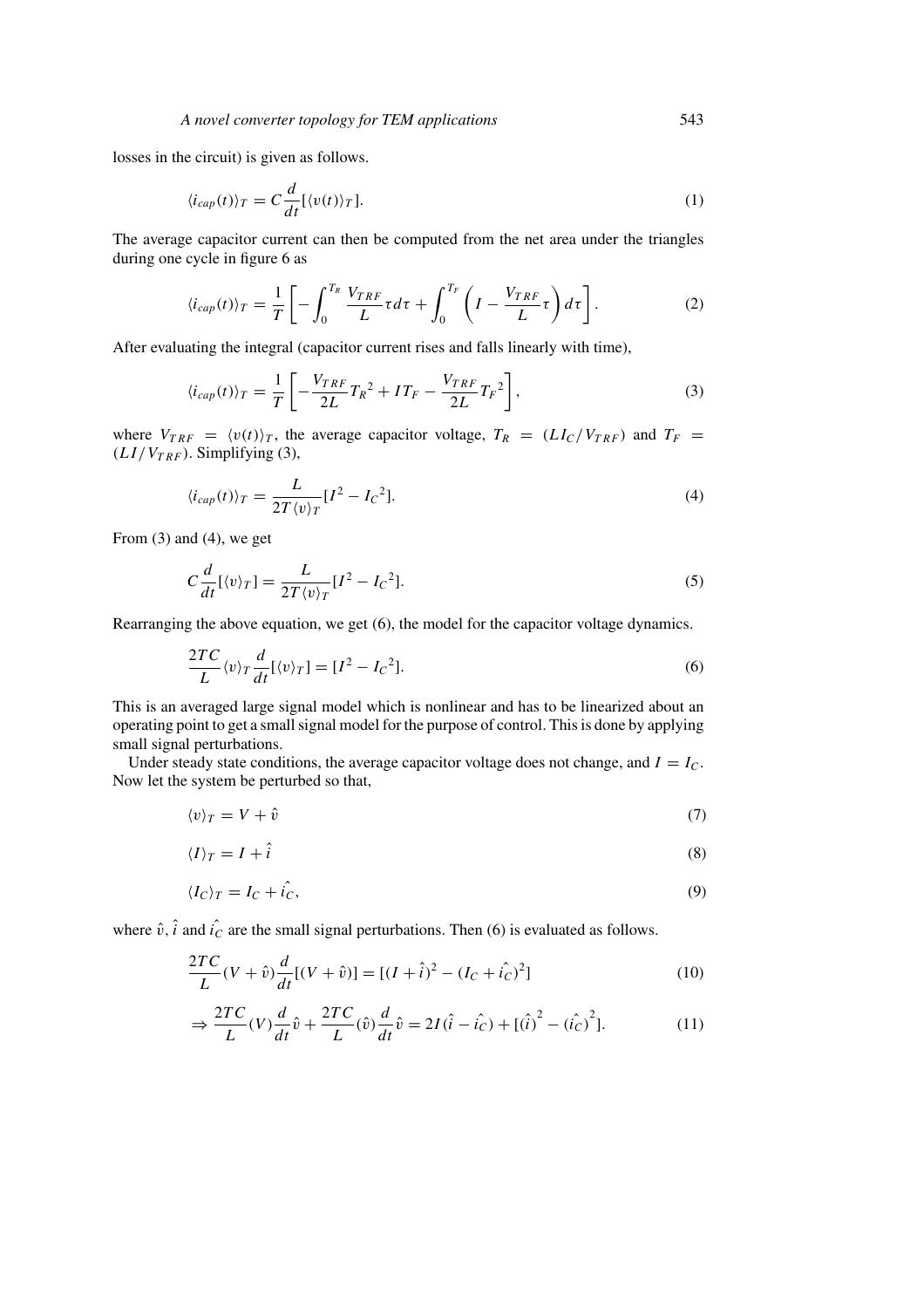losses in the circuit) is given as follows.

$$\langle i_{cap}(t)\rangle_T = C\frac{d}{dt}[\langle v(t)\rangle_T]. \tag{1}$$

The average capacitor current can then be computed from the net area under the triangles during one cycle in figure 6 as

$$\langle i_{cap}(t)\rangle_T = \frac{1}{T}\left[-\int_0^{T_R}\frac{V_{TRF}}{L}\tau\, d\tau + \int_0^{T_F}\left(I - \frac{V_{TRF}}{L}\tau\right)d\tau\right]. \tag{2}$$

After evaluating the integral (capacitor current rises and falls linearly with time),

$$\langle i_{cap}(t)\rangle_T = \frac{1}{T}\left[-\frac{V_{TRF}}{2L}{T_R}^2 + IT_F - \frac{V_{TRF}}{2L}{T_F}^2\right], \tag{3}$$

where $V_{TRF} = \langle v(t)\rangle_T$, the average capacitor voltage, $T_R = (LI_C/V_{TRF})$ and $T_F = (LI/V_{TRF})$. Simplifying (3),

$$\langle i_{cap}(t)\rangle_T = \frac{L}{2T\langle v\rangle_T}[I^2 - {I_C}^2]. \tag{4}$$

From (3) and (4), we get

$$C\frac{d}{dt}[\langle v\rangle_T] = \frac{L}{2T\langle v\rangle_T}[I^2 - {I_C}^2]. \tag{5}$$

Rearranging the above equation, we get (6), the model for the capacitor voltage dynamics.

$$\frac{2TC}{L}\langle v\rangle_T\frac{d}{dt}[\langle v\rangle_T] = [I^2 - {I_C}^2]. \tag{6}$$

This is an averaged large signal model which is nonlinear and has to be linearized about an operating point to get a small signal model for the purpose of control. This is done by applying small signal perturbations.

Under steady state conditions, the average capacitor voltage does not change, and $I = I_C$. Now let the system be perturbed so that,

$$\langle v\rangle_T = V + \hat{v} \tag{7}$$

$$\langle I\rangle_T = I + \hat{i} \tag{8}$$

$$\langle I_C\rangle_T = I_C + \hat{i_C}, \tag{9}$$

where $\hat{v}$, $\hat{i}$ and $\hat{i_C}$ are the small signal perturbations. Then (6) is evaluated as follows.

$$\frac{2TC}{L}(V + \hat{v})\frac{d}{dt}[(V + \hat{v})] = [(I + \hat{i})^2 - (I_C + \hat{i_C})^2] \tag{10}$$

$$\Rightarrow \frac{2TC}{L}(V)\frac{d}{dt}\hat{v} + \frac{2TC}{L}(\hat{v})\frac{d}{dt}\hat{v} = 2I(\hat{i} - \hat{i_C}) + [(\hat{i})^2 - (\hat{i_C})^2]. \tag{11}$$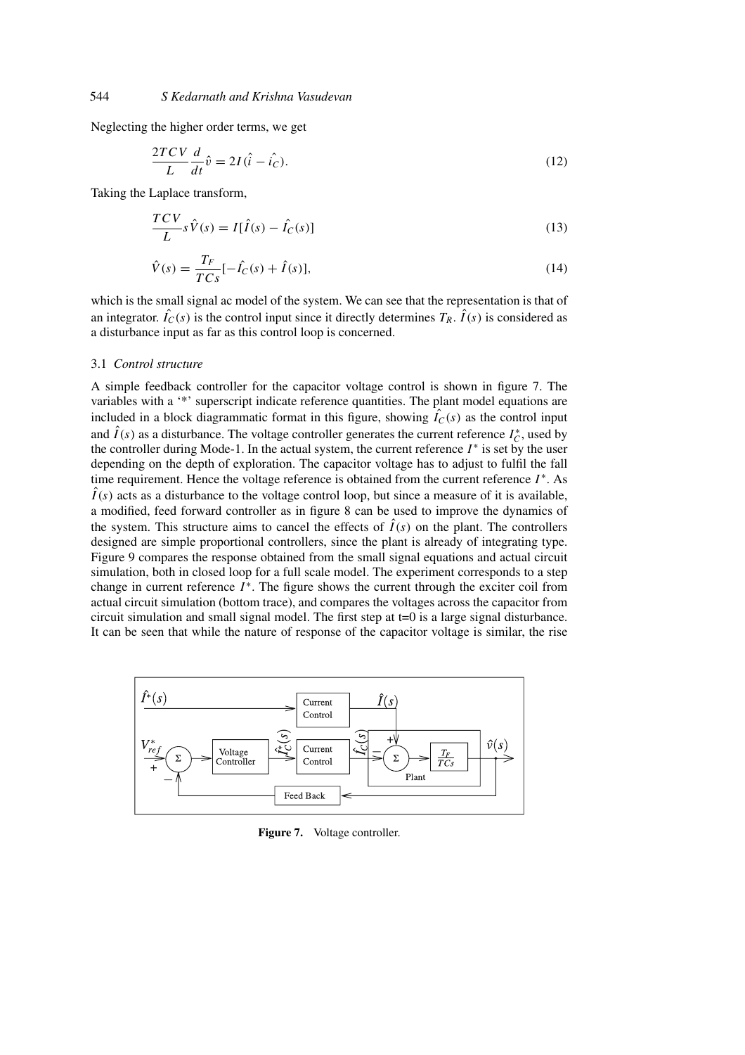Neglecting the higher order terms, we get

$$\frac{2TCV}{L}\frac{d}{dt}\hat{v} = 2I(\hat{i} - \hat{i_C}). \tag{12}$$

Taking the Laplace transform,

$$\frac{TCV}{L}s\hat{V}(s) = I[\hat{I}(s) - \hat{I_C}(s)] \tag{13}$$

$$\hat{V}(s) = \frac{T_F}{TCs}[-\hat{I_C}(s) + \hat{I}(s)], \tag{14}$$

which is the small signal ac model of the system. We can see that the representation is that of an integrator. $\hat{I_C}(s)$ is the control input since it directly determines $T_R$. $\hat{I}(s)$ is considered as a disturbance input as far as this control loop is concerned.

### 3.1 *Control structure*

A simple feedback controller for the capacitor voltage control is shown in figure 7. The variables with a '*' superscript indicate reference quantities. The plant model equations are included in a block diagrammatic format in this figure, showing $\hat{I_C}(s)$ as the control input and $\hat{I}(s)$ as a disturbance. The voltage controller generates the current reference $I_C^*$, used by the controller during Mode-1. In the actual system, the current reference $I^*$ is set by the user depending on the depth of exploration. The capacitor voltage has to adjust to fulfil the fall time requirement. Hence the voltage reference is obtained from the current reference $I^*$. As $\hat{I}(s)$ acts as a disturbance to the voltage control loop, but since a measure of it is available, a modified, feed forward controller as in figure 8 can be used to improve the dynamics of the system. This structure aims to cancel the effects of $\hat{I}(s)$ on the plant. The controllers designed are simple proportional controllers, since the plant is already of integrating type. Figure 9 compares the response obtained from the small signal equations and actual circuit simulation, both in closed loop for a full scale model. The experiment corresponds to a step change in current reference $I^*$. The figure shows the current through the exciter coil from actual circuit simulation (bottom trace), and compares the voltages across the capacitor from circuit simulation and small signal model. The first step at t=0 is a large signal disturbance. It can be seen that while the nature of response of the capacitor voltage is similar, the rise

**Figure 7.** Voltage controller.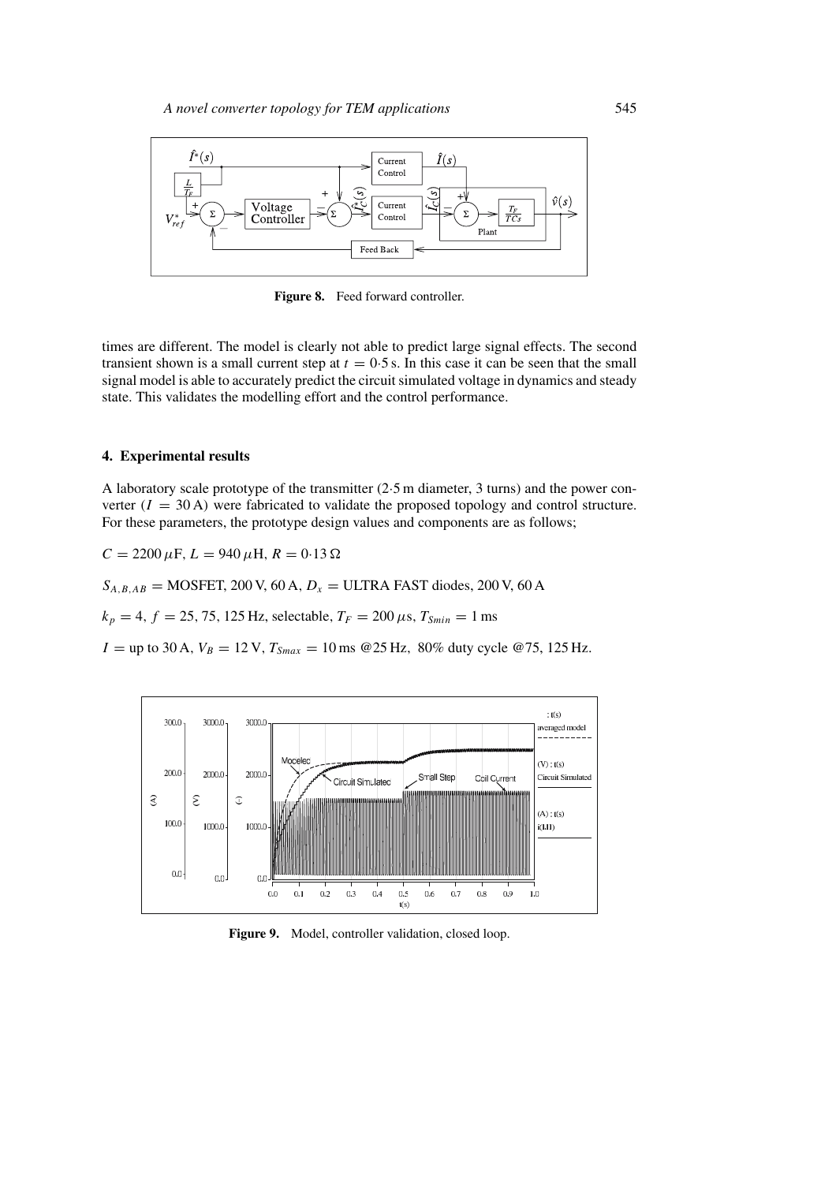Figure 8. Feed forward controller.

times are different. The model is clearly not able to predict large signal effects. The second transient shown is a small current step at $t = 0{\cdot}5$ s. In this case it can be seen that the small signal model is able to accurately predict the circuit simulated voltage in dynamics and steady state. This validates the modelling effort and the control performance.

## 4. Experimental results

A laboratory scale prototype of the transmitter (2·5 m diameter, 3 turns) and the power converter ($I = 30$ A) were fabricated to validate the proposed topology and control structure. For these parameters, the prototype design values and components are as follows;

$C = 2200\,\mu$F, $L = 940\,\mu$H, $R = 0{\cdot}13\,\Omega$

$S_{A,B,AB}$ = MOSFET, 200 V, 60 A, $D_x$ = ULTRA FAST diodes, 200 V, 60 A

$k_p = 4$, $f = 25, 75, 125$ Hz, selectable, $T_F = 200\,\mu$s, $T_{Smin} = 1$ ms

$I$ = up to 30 A, $V_B = 12$ V, $T_{Smax} = 10$ ms @25 Hz, 80% duty cycle @75, 125 Hz.

Figure 9. Model, controller validation, closed loop.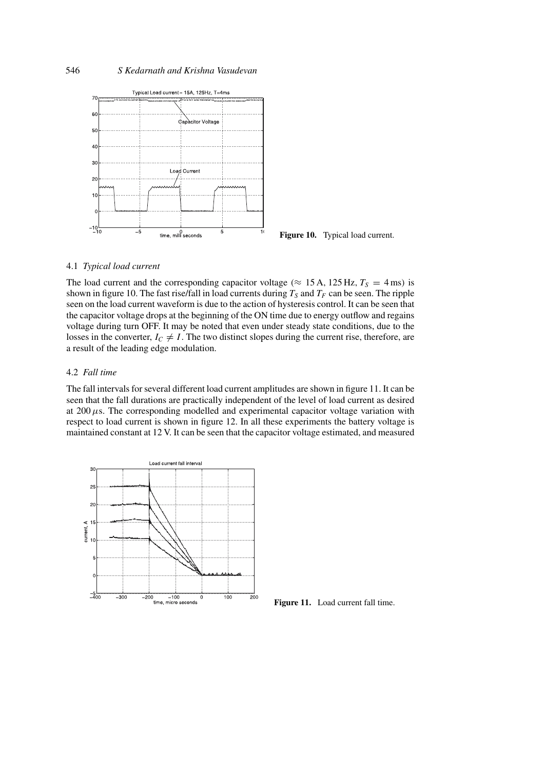**Figure 10.** Typical load current.

### 4.1 *Typical load current*

The load current and the corresponding capacitor voltage ($\approx$ 15 A, 125 Hz, $T_S = 4$ ms) is shown in figure 10. The fast rise/fall in load currents during $T_S$ and $T_F$ can be seen. The ripple seen on the load current waveform is due to the action of hysteresis control. It can be seen that the capacitor voltage drops at the beginning of the ON time due to energy outflow and regains voltage during turn OFF. It may be noted that even under steady state conditions, due to the losses in the converter, $I_C \neq I$. The two distinct slopes during the current rise, therefore, are a result of the leading edge modulation.

### 4.2 *Fall time*

The fall intervals for several different load current amplitudes are shown in figure 11. It can be seen that the fall durations are practically independent of the level of load current as desired at 200 $\mu$s. The corresponding modelled and experimental capacitor voltage variation with respect to load current is shown in figure 12. In all these experiments the battery voltage is maintained constant at 12 V. It can be seen that the capacitor voltage estimated, and measured

**Figure 11.** Load current fall time.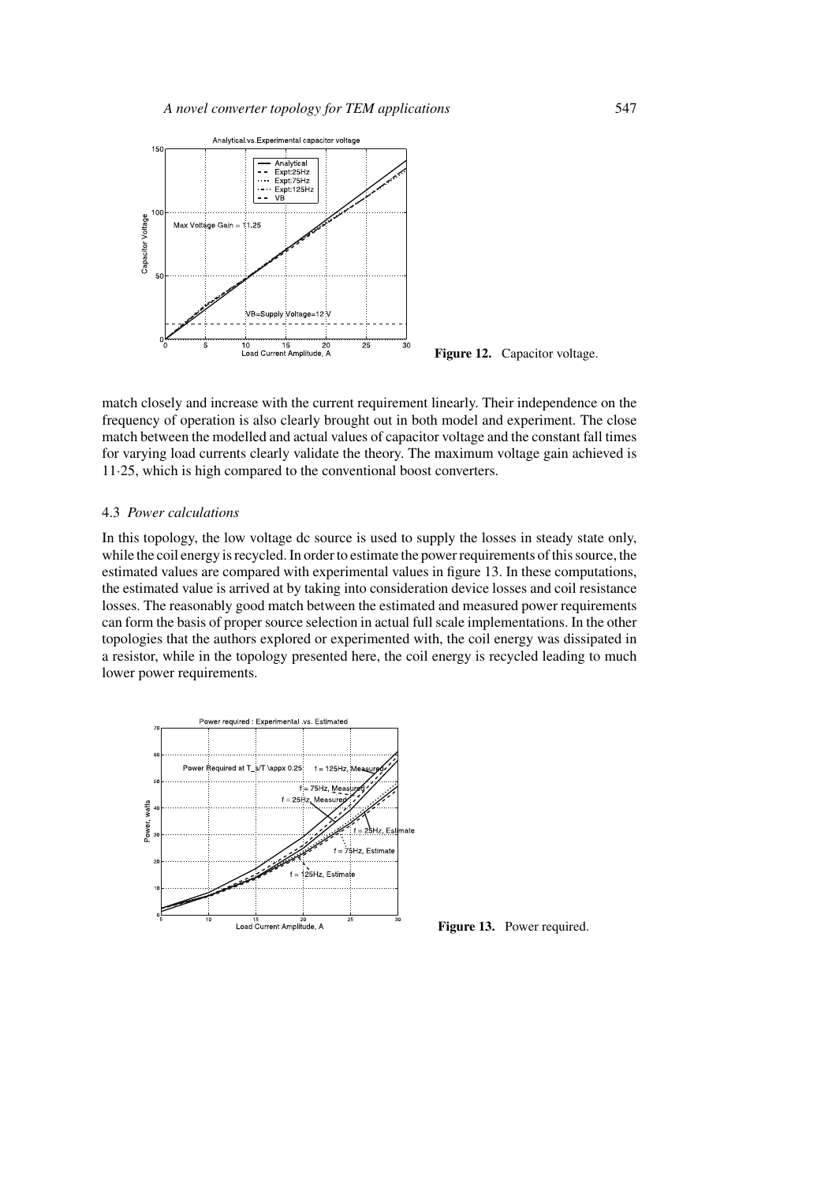Figure 12. Capacitor voltage.

match closely and increase with the current requirement linearly. Their independence on the frequency of operation is also clearly brought out in both model and experiment. The close match between the modelled and actual values of capacitor voltage and the constant fall times for varying load currents clearly validate the theory. The maximum voltage gain achieved is 11·25, which is high compared to the conventional boost converters.

### 4.3 *Power calculations*

In this topology, the low voltage dc source is used to supply the losses in steady state only, while the coil energy is recycled. In order to estimate the power requirements of this source, the estimated values are compared with experimental values in figure 13. In these computations, the estimated value is arrived at by taking into consideration device losses and coil resistance losses. The reasonably good match between the estimated and measured power requirements can form the basis of proper source selection in actual full scale implementations. In the other topologies that the authors explored or experimented with, the coil energy was dissipated in a resistor, while in the topology presented here, the coil energy is recycled leading to much lower power requirements.

Figure 13. Power required.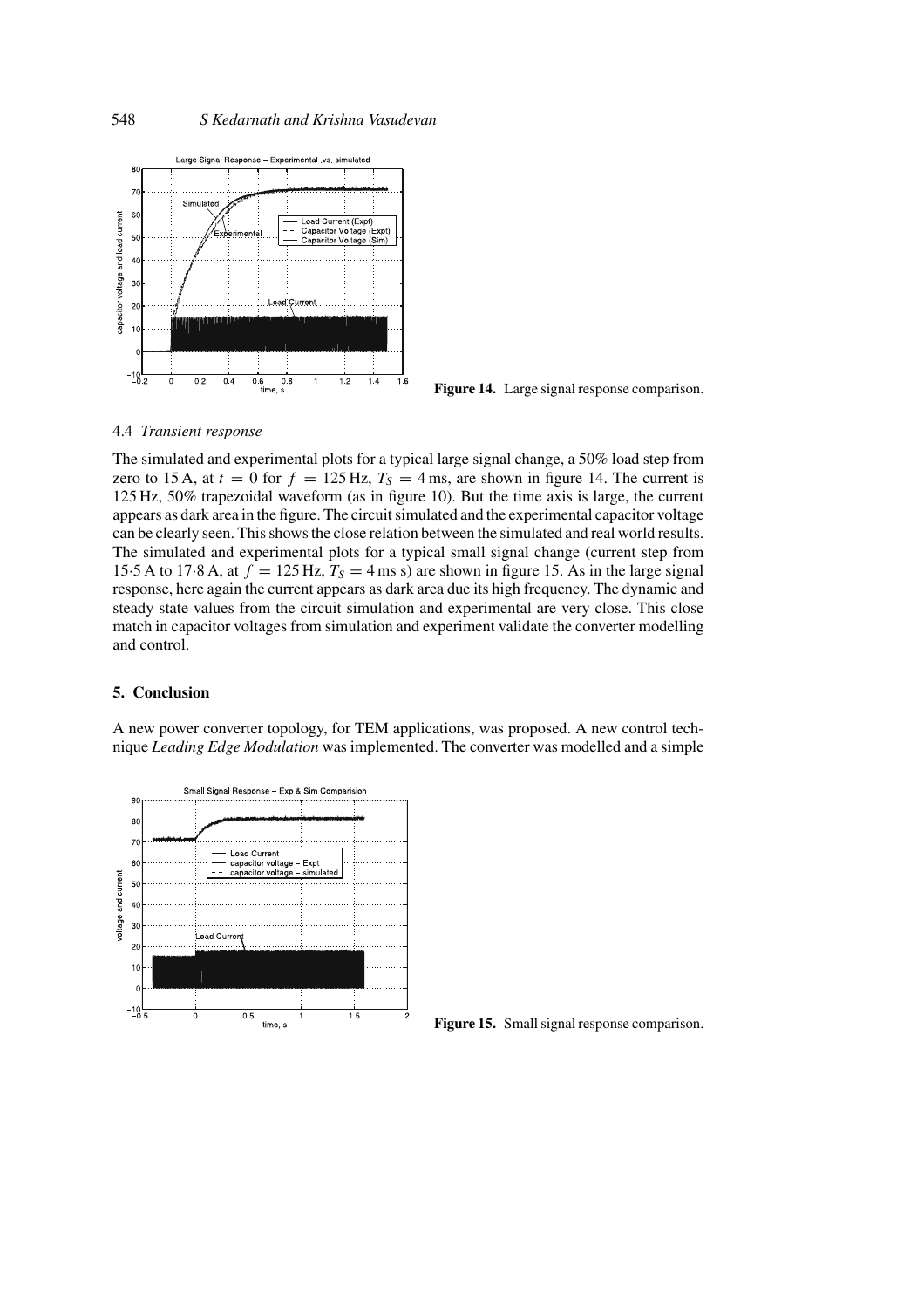Figure 14. Large signal response comparison.

### 4.4 *Transient response*

The simulated and experimental plots for a typical large signal change, a 50% load step from zero to 15 A, at $t = 0$ for $f = 125$ Hz, $T_S = 4$ ms, are shown in figure 14. The current is 125 Hz, 50% trapezoidal waveform (as in figure 10). But the time axis is large, the current appears as dark area in the figure. The circuit simulated and the experimental capacitor voltage can be clearly seen. This shows the close relation between the simulated and real world results. The simulated and experimental plots for a typical small signal change (current step from 15·5 A to 17·8 A, at $f = 125$ Hz, $T_S = 4$ ms s) are shown in figure 15. As in the large signal response, here again the current appears as dark area due its high frequency. The dynamic and steady state values from the circuit simulation and experimental are very close. This close match in capacitor voltages from simulation and experiment validate the converter modelling and control.

## 5. Conclusion

A new power converter topology, for TEM applications, was proposed. A new control technique *Leading Edge Modulation* was implemented. The converter was modelled and a simple

Figure 15. Small signal response comparison.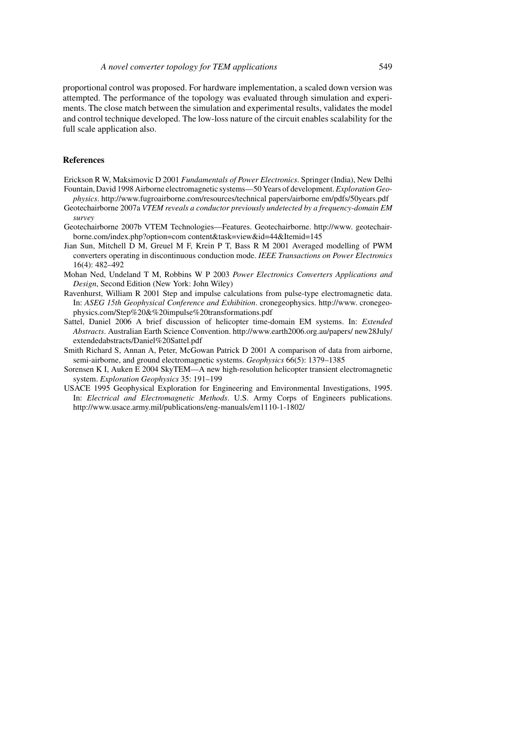proportional control was proposed. For hardware implementation, a scaled down version was attempted. The performance of the topology was evaluated through simulation and experiments. The close match between the simulation and experimental results, validates the model and control technique developed. The low-loss nature of the circuit enables scalability for the full scale application also.

## References

Erickson R W, Maksimovic D 2001 *Fundamentals of Power Electronics*. Springer (India), New Delhi

Fountain, David 1998 Airborne electromagnetic systems—50 Years of development. *Exploration Geophysics*. http://www.fugroairborne.com/resources/technical papers/airborne em/pdfs/50years.pdf

Geotechairborne 2007a *VTEM reveals a conductor previously undetected by a frequency-domain EM survey*

Geotechairborne 2007b VTEM Technologies—Features. Geotechairborne. http://www. geotechairborne.com/index.php?option=com content&task=view&id=44&Itemid=145

Jian Sun, Mitchell D M, Greuel M F, Krein P T, Bass R M 2001 Averaged modelling of PWM converters operating in discontinuous conduction mode. *IEEE Transactions on Power Electronics* 16(4): 482–492

Mohan Ned, Undeland T M, Robbins W P 2003 *Power Electronics Converters Applications and Design*, Second Edition (New York: John Wiley)

Ravenhurst, William R 2001 Step and impulse calculations from pulse-type electromagnetic data. In: *ASEG 15th Geophysical Conference and Exhibition*. cronegeophysics. http://www. cronegeophysics.com/Step%20&%20impulse%20transformations.pdf

Sattel, Daniel 2006 A brief discussion of helicopter time-domain EM systems. In: *Extended Abstracts*. Australian Earth Science Convention. http://www.earth2006.org.au/papers/ new28July/ extendedabstracts/Daniel%20Sattel.pdf

Smith Richard S, Annan A, Peter, McGowan Patrick D 2001 A comparison of data from airborne, semi-airborne, and ground electromagnetic systems. *Geophysics* 66(5): 1379–1385

Sorensen K I, Auken E 2004 SkyTEM—A new high-resolution helicopter transient electromagnetic system. *Exploration Geophysics* 35: 191–199

USACE 1995 Geophysical Exploration for Engineering and Environmental Investigations, 1995. In: *Electrical and Electromagnetic Methods*. U.S. Army Corps of Engineers publications. http://www.usace.army.mil/publications/eng-manuals/em1110-1-1802/